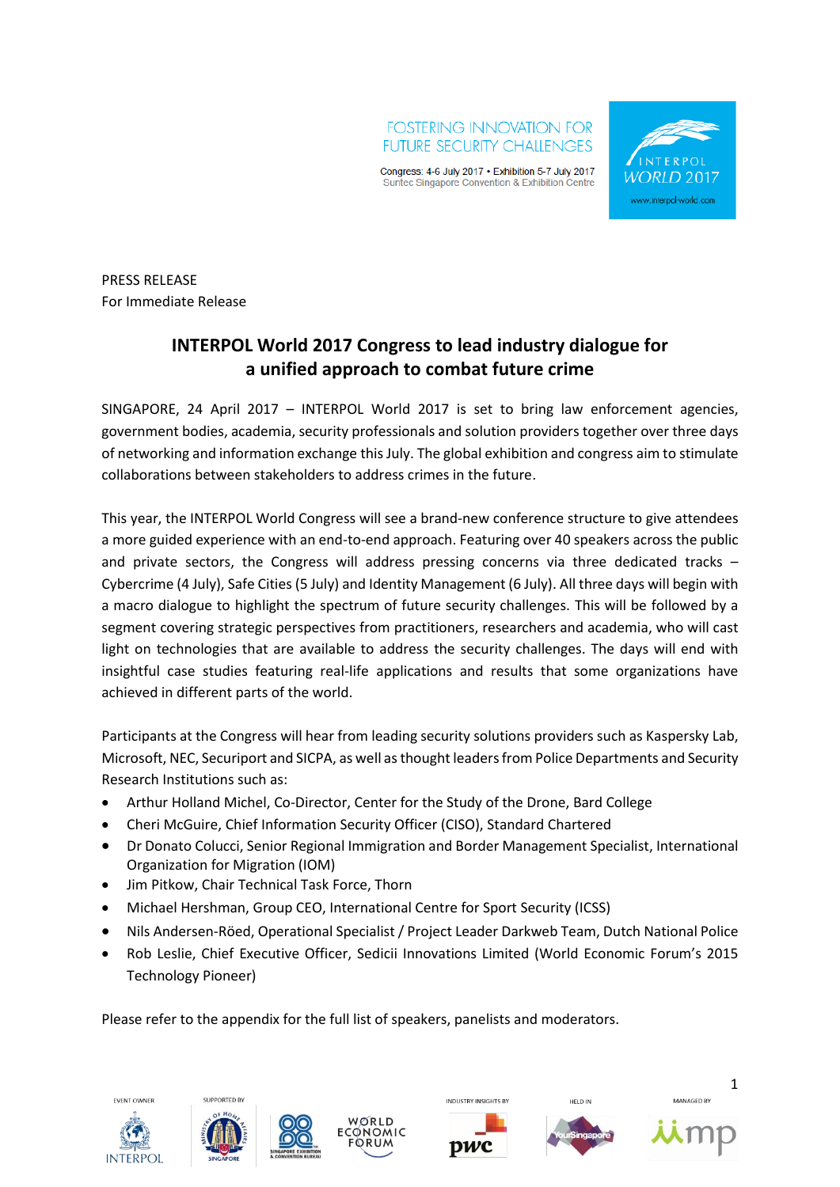FOSTERING INNOVATION FOR FUTURE SECURITY CHALLENGES

Congress: 4-6 July 2017 • Exhibition 5-7 July 2017
Suntec Singapore Convention & Exhibition Centre

INTERPOL WORLD 2017
www.interpol-world.com

PRESS RELEASE
For Immediate Release

# INTERPOL World 2017 Congress to lead industry dialogue for a unified approach to combat future crime

SINGAPORE, 24 April 2017 – INTERPOL World 2017 is set to bring law enforcement agencies, government bodies, academia, security professionals and solution providers together over three days of networking and information exchange this July. The global exhibition and congress aim to stimulate collaborations between stakeholders to address crimes in the future.

This year, the INTERPOL World Congress will see a brand-new conference structure to give attendees a more guided experience with an end-to-end approach. Featuring over 40 speakers across the public and private sectors, the Congress will address pressing concerns via three dedicated tracks – Cybercrime (4 July), Safe Cities (5 July) and Identity Management (6 July). All three days will begin with a macro dialogue to highlight the spectrum of future security challenges. This will be followed by a segment covering strategic perspectives from practitioners, researchers and academia, who will cast light on technologies that are available to address the security challenges. The days will end with insightful case studies featuring real-life applications and results that some organizations have achieved in different parts of the world.

Participants at the Congress will hear from leading security solutions providers such as Kaspersky Lab, Microsoft, NEC, Securiport and SICPA, as well as thought leaders from Police Departments and Security Research Institutions such as:

- Arthur Holland Michel, Co-Director, Center for the Study of the Drone, Bard College
- Cheri McGuire, Chief Information Security Officer (CISO), Standard Chartered
- Dr Donato Colucci, Senior Regional Immigration and Border Management Specialist, International Organization for Migration (IOM)
- Jim Pitkow, Chair Technical Task Force, Thorn
- Michael Hershman, Group CEO, International Centre for Sport Security (ICSS)
- Nils Andersen-Röed, Operational Specialist / Project Leader Darkweb Team, Dutch National Police
- Rob Leslie, Chief Executive Officer, Sedicii Innovations Limited (World Economic Forum's 2015 Technology Pioneer)

Please refer to the appendix for the full list of speakers, panelists and moderators.

EVENT OWNER: INTERPOL | SUPPORTED BY: Ministry of Home Affairs Singapore, Singapore Exhibition & Convention Bureau, World Economic Forum | INDUSTRY INSIGHTS BY: pwc | HELD IN: YourSingapore | MANAGED BY: mp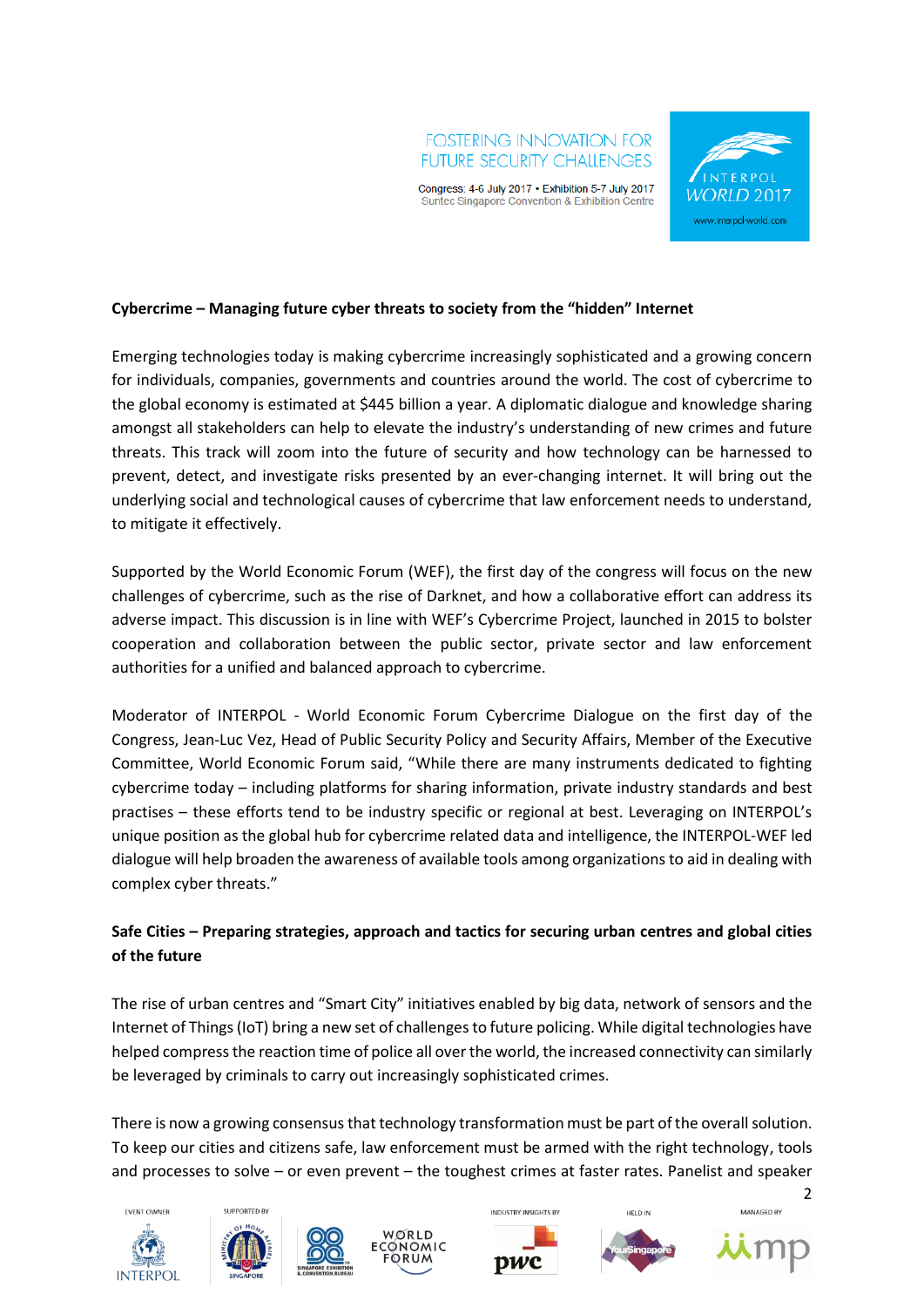**Cybercrime – Managing future cyber threats to society from the "hidden" Internet**

Emerging technologies today is making cybercrime increasingly sophisticated and a growing concern for individuals, companies, governments and countries around the world. The cost of cybercrime to the global economy is estimated at $445 billion a year. A diplomatic dialogue and knowledge sharing amongst all stakeholders can help to elevate the industry's understanding of new crimes and future threats. This track will zoom into the future of security and how technology can be harnessed to prevent, detect, and investigate risks presented by an ever-changing internet. It will bring out the underlying social and technological causes of cybercrime that law enforcement needs to understand, to mitigate it effectively.

Supported by the World Economic Forum (WEF), the first day of the congress will focus on the new challenges of cybercrime, such as the rise of Darknet, and how a collaborative effort can address its adverse impact. This discussion is in line with WEF's Cybercrime Project, launched in 2015 to bolster cooperation and collaboration between the public sector, private sector and law enforcement authorities for a unified and balanced approach to cybercrime.

Moderator of INTERPOL - World Economic Forum Cybercrime Dialogue on the first day of the Congress, Jean-Luc Vez, Head of Public Security Policy and Security Affairs, Member of the Executive Committee, World Economic Forum said, "While there are many instruments dedicated to fighting cybercrime today – including platforms for sharing information, private industry standards and best practises – these efforts tend to be industry specific or regional at best. Leveraging on INTERPOL's unique position as the global hub for cybercrime related data and intelligence, the INTERPOL-WEF led dialogue will help broaden the awareness of available tools among organizations to aid in dealing with complex cyber threats."

**Safe Cities – Preparing strategies, approach and tactics for securing urban centres and global cities of the future**

The rise of urban centres and "Smart City" initiatives enabled by big data, network of sensors and the Internet of Things (IoT) bring a new set of challenges to future policing. While digital technologies have helped compress the reaction time of police all over the world, the increased connectivity can similarly be leveraged by criminals to carry out increasingly sophisticated crimes.

There is now a growing consensus that technology transformation must be part of the overall solution. To keep our cities and citizens safe, law enforcement must be armed with the right technology, tools and processes to solve – or even prevent – the toughest crimes at faster rates. Panelist and speaker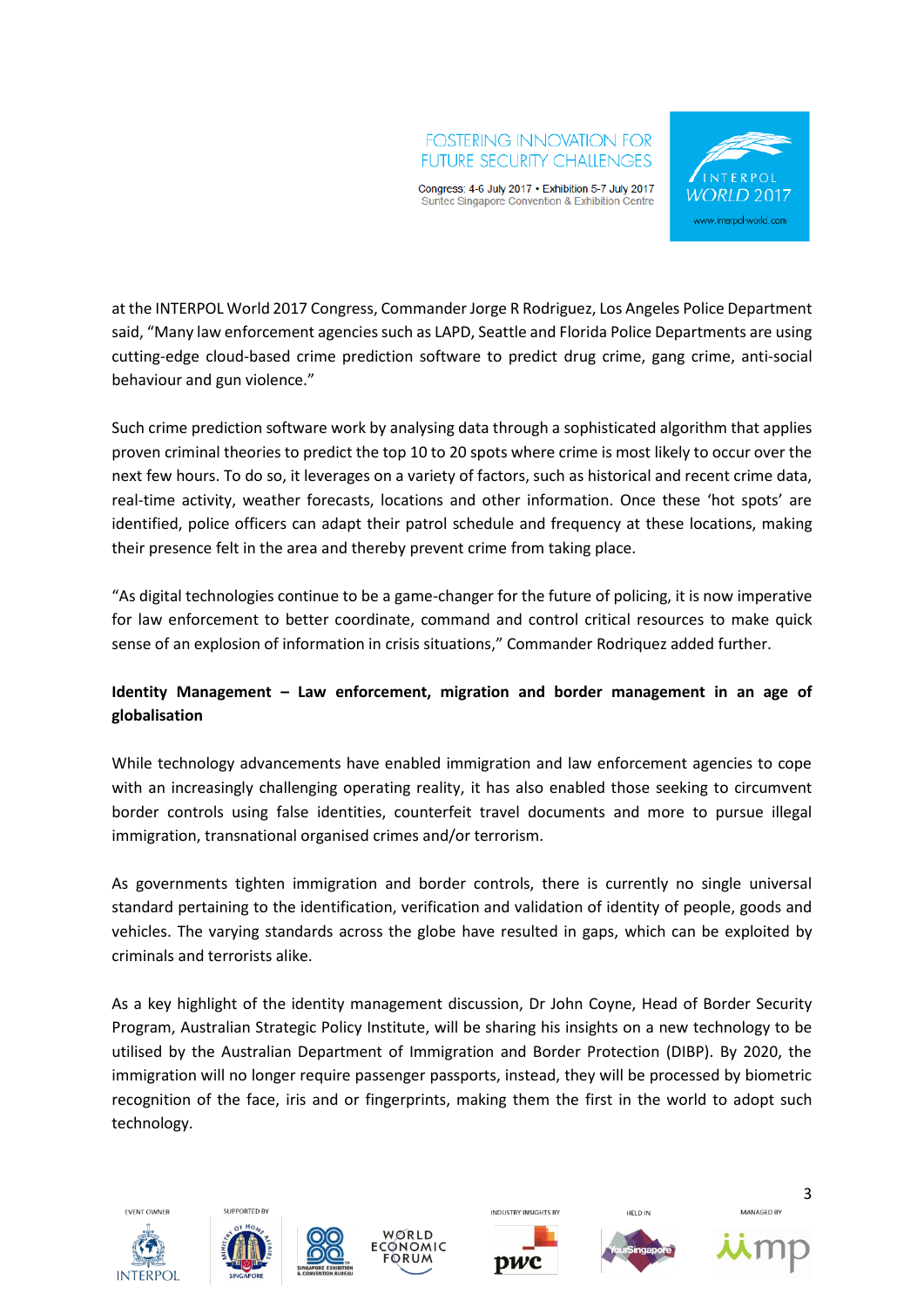at the INTERPOL World 2017 Congress, Commander Jorge R Rodriguez, Los Angeles Police Department said, "Many law enforcement agencies such as LAPD, Seattle and Florida Police Departments are using cutting-edge cloud-based crime prediction software to predict drug crime, gang crime, anti-social behaviour and gun violence."

Such crime prediction software work by analysing data through a sophisticated algorithm that applies proven criminal theories to predict the top 10 to 20 spots where crime is most likely to occur over the next few hours. To do so, it leverages on a variety of factors, such as historical and recent crime data, real-time activity, weather forecasts, locations and other information. Once these 'hot spots' are identified, police officers can adapt their patrol schedule and frequency at these locations, making their presence felt in the area and thereby prevent crime from taking place.

"As digital technologies continue to be a game-changer for the future of policing, it is now imperative for law enforcement to better coordinate, command and control critical resources to make quick sense of an explosion of information in crisis situations," Commander Rodriquez added further.

**Identity Management – Law enforcement, migration and border management in an age of globalisation**

While technology advancements have enabled immigration and law enforcement agencies to cope with an increasingly challenging operating reality, it has also enabled those seeking to circumvent border controls using false identities, counterfeit travel documents and more to pursue illegal immigration, transnational organised crimes and/or terrorism.

As governments tighten immigration and border controls, there is currently no single universal standard pertaining to the identification, verification and validation of identity of people, goods and vehicles. The varying standards across the globe have resulted in gaps, which can be exploited by criminals and terrorists alike.

As a key highlight of the identity management discussion, Dr John Coyne, Head of Border Security Program, Australian Strategic Policy Institute, will be sharing his insights on a new technology to be utilised by the Australian Department of Immigration and Border Protection (DIBP). By 2020, the immigration will no longer require passenger passports, instead, they will be processed by biometric recognition of the face, iris and or fingerprints, making them the first in the world to adopt such technology.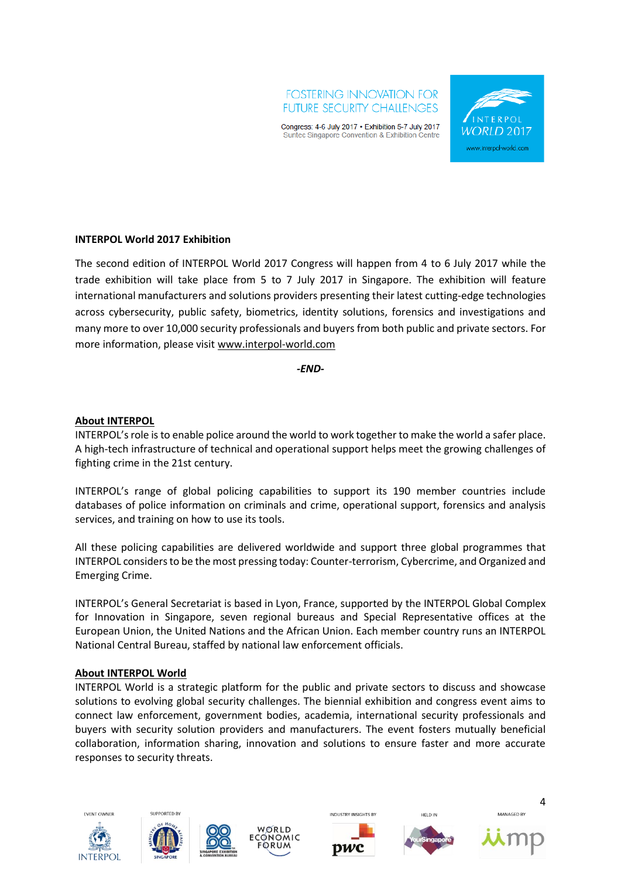**INTERPOL World 2017 Exhibition**

The second edition of INTERPOL World 2017 Congress will happen from 4 to 6 July 2017 while the trade exhibition will take place from 5 to 7 July 2017 in Singapore. The exhibition will feature international manufacturers and solutions providers presenting their latest cutting-edge technologies across cybersecurity, public safety, biometrics, identity solutions, forensics and investigations and many more to over 10,000 security professionals and buyers from both public and private sectors. For more information, please visit www.interpol-world.com

***-END-***

**About INTERPOL**

INTERPOL's role is to enable police around the world to work together to make the world a safer place. A high-tech infrastructure of technical and operational support helps meet the growing challenges of fighting crime in the 21st century.

INTERPOL's range of global policing capabilities to support its 190 member countries include databases of police information on criminals and crime, operational support, forensics and analysis services, and training on how to use its tools.

All these policing capabilities are delivered worldwide and support three global programmes that INTERPOL considers to be the most pressing today: Counter-terrorism, Cybercrime, and Organized and Emerging Crime.

INTERPOL's General Secretariat is based in Lyon, France, supported by the INTERPOL Global Complex for Innovation in Singapore, seven regional bureaus and Special Representative offices at the European Union, the United Nations and the African Union. Each member country runs an INTERPOL National Central Bureau, staffed by national law enforcement officials.

**About INTERPOL World**

INTERPOL World is a strategic platform for the public and private sectors to discuss and showcase solutions to evolving global security challenges. The biennial exhibition and congress event aims to connect law enforcement, government bodies, academia, international security professionals and buyers with security solution providers and manufacturers. The event fosters mutually beneficial collaboration, information sharing, innovation and solutions to ensure faster and more accurate responses to security threats.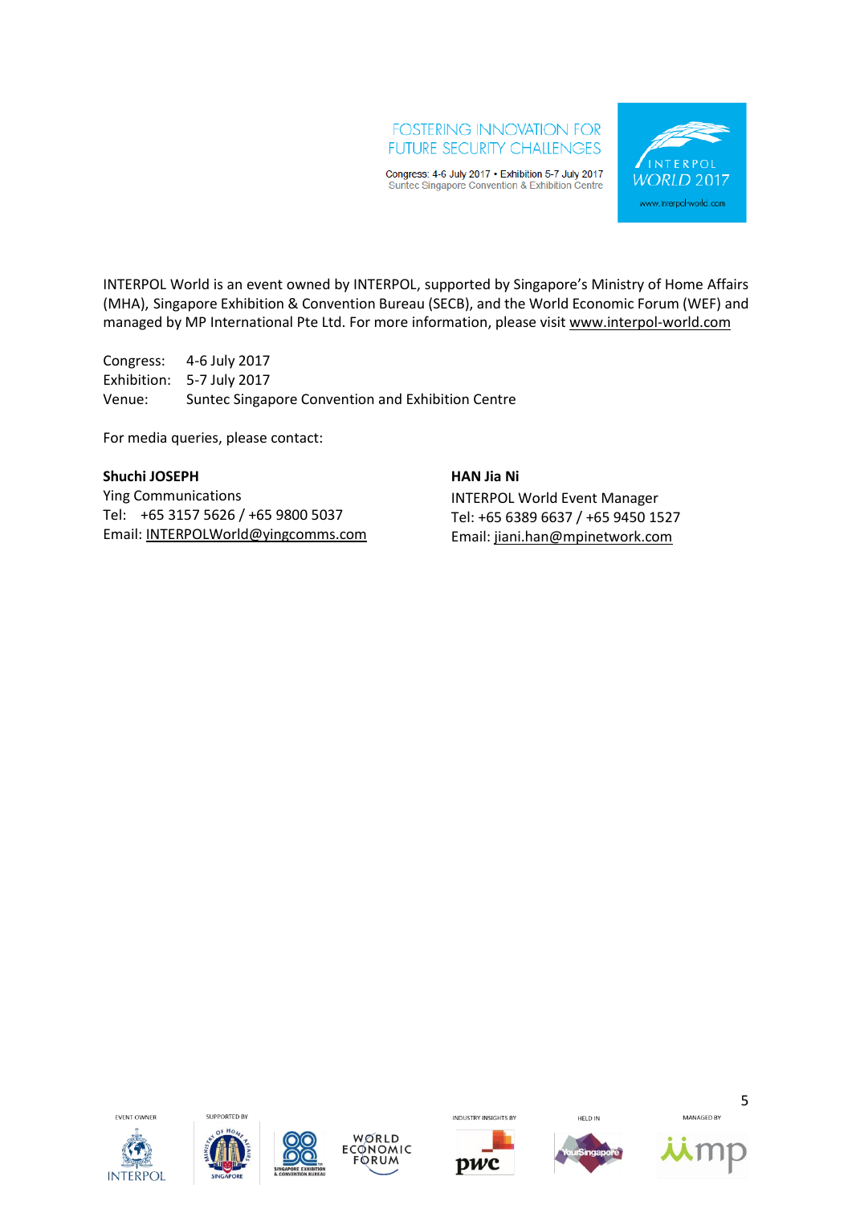INTERPOL World is an event owned by INTERPOL, supported by Singapore's Ministry of Home Affairs (MHA), Singapore Exhibition & Convention Bureau (SECB), and the World Economic Forum (WEF) and managed by MP International Pte Ltd. For more information, please visit www.interpol-world.com

Congress: 4-6 July 2017
Exhibition: 5-7 July 2017
Venue: Suntec Singapore Convention and Exhibition Centre

For media queries, please contact:

**Shuchi JOSEPH**
Ying Communications
Tel: +65 3157 5626 / +65 9800 5037
Email: INTERPOLWorld@yingcomms.com

**HAN Jia Ni**
INTERPOL World Event Manager
Tel: +65 6389 6637 / +65 9450 1527
Email: jiani.han@mpinetwork.com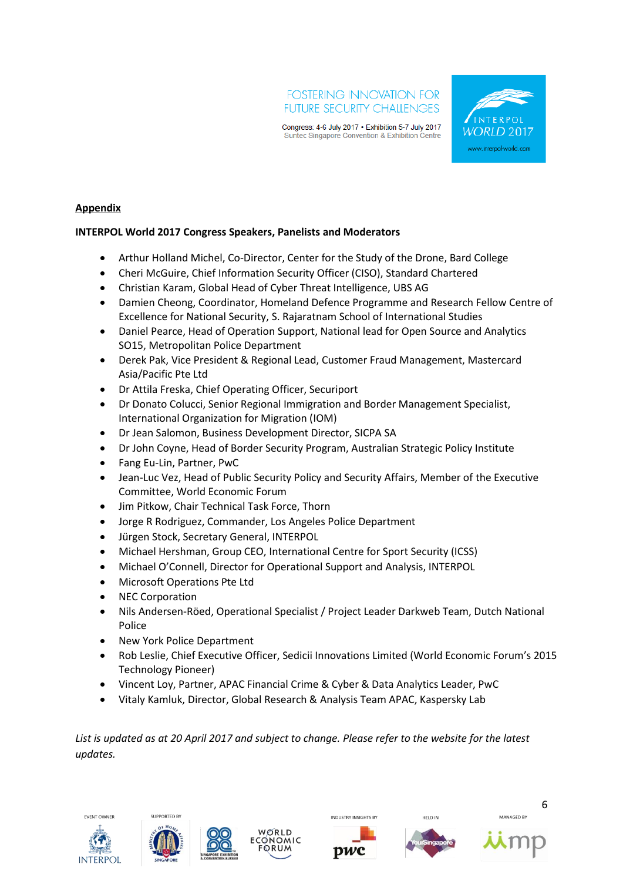## Appendix

**INTERPOL World 2017 Congress Speakers, Panelists and Moderators**

- Arthur Holland Michel, Co-Director, Center for the Study of the Drone, Bard College
- Cheri McGuire, Chief Information Security Officer (CISO), Standard Chartered
- Christian Karam, Global Head of Cyber Threat Intelligence, UBS AG
- Damien Cheong, Coordinator, Homeland Defence Programme and Research Fellow Centre of Excellence for National Security, S. Rajaratnam School of International Studies
- Daniel Pearce, Head of Operation Support, National lead for Open Source and Analytics SO15, Metropolitan Police Department
- Derek Pak, Vice President & Regional Lead, Customer Fraud Management, Mastercard Asia/Pacific Pte Ltd
- Dr Attila Freska, Chief Operating Officer, Securiport
- Dr Donato Colucci, Senior Regional Immigration and Border Management Specialist, International Organization for Migration (IOM)
- Dr Jean Salomon, Business Development Director, SICPA SA
- Dr John Coyne, Head of Border Security Program, Australian Strategic Policy Institute
- Fang Eu-Lin, Partner, PwC
- Jean-Luc Vez, Head of Public Security Policy and Security Affairs, Member of the Executive Committee, World Economic Forum
- Jim Pitkow, Chair Technical Task Force, Thorn
- Jorge R Rodriguez, Commander, Los Angeles Police Department
- Jürgen Stock, Secretary General, INTERPOL
- Michael Hershman, Group CEO, International Centre for Sport Security (ICSS)
- Michael O'Connell, Director for Operational Support and Analysis, INTERPOL
- Microsoft Operations Pte Ltd
- NEC Corporation
- Nils Andersen-Röed, Operational Specialist / Project Leader Darkweb Team, Dutch National Police
- New York Police Department
- Rob Leslie, Chief Executive Officer, Sedicii Innovations Limited (World Economic Forum's 2015 Technology Pioneer)
- Vincent Loy, Partner, APAC Financial Crime & Cyber & Data Analytics Leader, PwC
- Vitaly Kamluk, Director, Global Research & Analysis Team APAC, Kaspersky Lab

*List is updated as at 20 April 2017 and subject to change. Please refer to the website for the latest updates.*